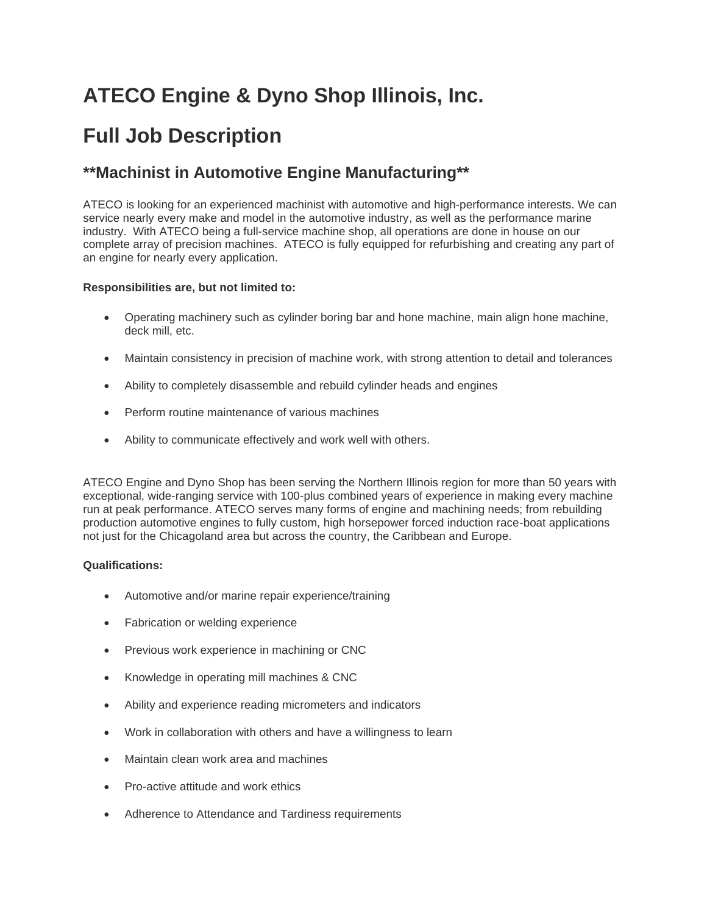# ATECO Engine & Dyno Shop Illinois, Inc.

# Full Job Description

## **Machinist in Automotive Engine Manufacturing**

ATECO is looking for an experienced machinist with automotive and high-performance interests. We can service nearly every make and model in the automotive industry, as well as the performance marine industry. With ATECO being a full-service machine shop, all operations are done in house on our complete array of precision machines. ATECO is fully equipped for refurbishing and creating any part of an engine for nearly every application.

**Responsibilities are, but not limited to:**

- Operating machinery such as cylinder boring bar and hone machine, main align hone machine, deck mill, etc.
- Maintain consistency in precision of machine work, with strong attention to detail and tolerances
- Ability to completely disassemble and rebuild cylinder heads and engines
- Perform routine maintenance of various machines
- Ability to communicate effectively and work well with others.

ATECO Engine and Dyno Shop has been serving the Northern Illinois region for more than 50 years with exceptional, wide-ranging service with 100-plus combined years of experience in making every machine run at peak performance. ATECO serves many forms of engine and machining needs; from rebuilding production automotive engines to fully custom, high horsepower forced induction race-boat applications not just for the Chicagoland area but across the country, the Caribbean and Europe.

**Qualifications:**

- Automotive and/or marine repair experience/training
- Fabrication or welding experience
- Previous work experience in machining or CNC
- Knowledge in operating mill machines & CNC
- Ability and experience reading micrometers and indicators
- Work in collaboration with others and have a willingness to learn
- Maintain clean work area and machines
- Pro-active attitude and work ethics
- Adherence to Attendance and Tardiness requirements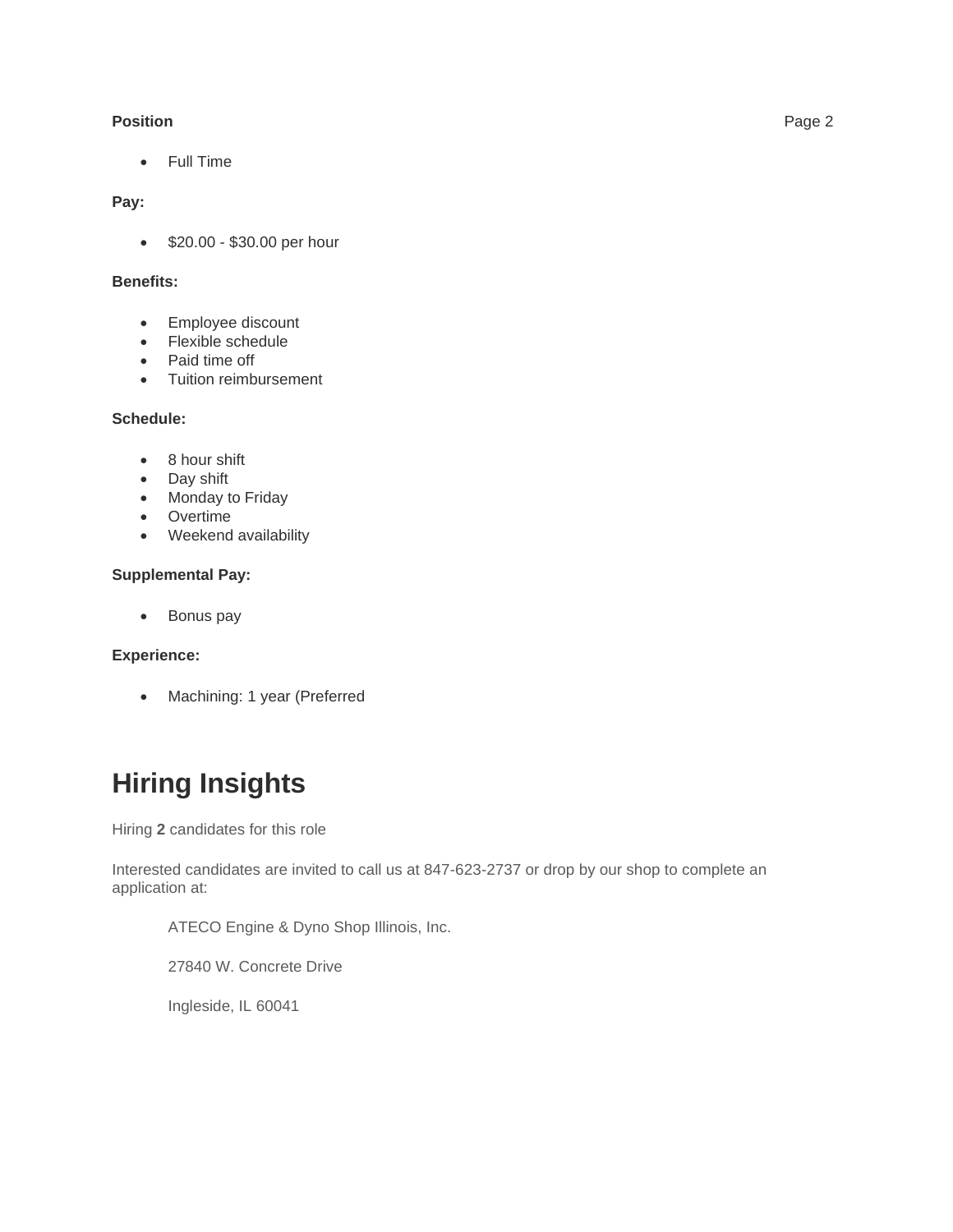**Position**

- Full Time

**Pay:**

- $20.00 - $30.00 per hour

**Benefits:**

- Employee discount
- Flexible schedule
- Paid time off
- Tuition reimbursement

**Schedule:**

- 8 hour shift
- Day shift
- Monday to Friday
- Overtime
- Weekend availability

**Supplemental Pay:**

- Bonus pay

**Experience:**

- Machining: 1 year (Preferred

# Hiring Insights

Hiring **2** candidates for this role

Interested candidates are invited to call us at 847-623-2737 or drop by our shop to complete an application at:

ATECO Engine & Dyno Shop Illinois, Inc.

27840 W. Concrete Drive

Ingleside, IL 60041